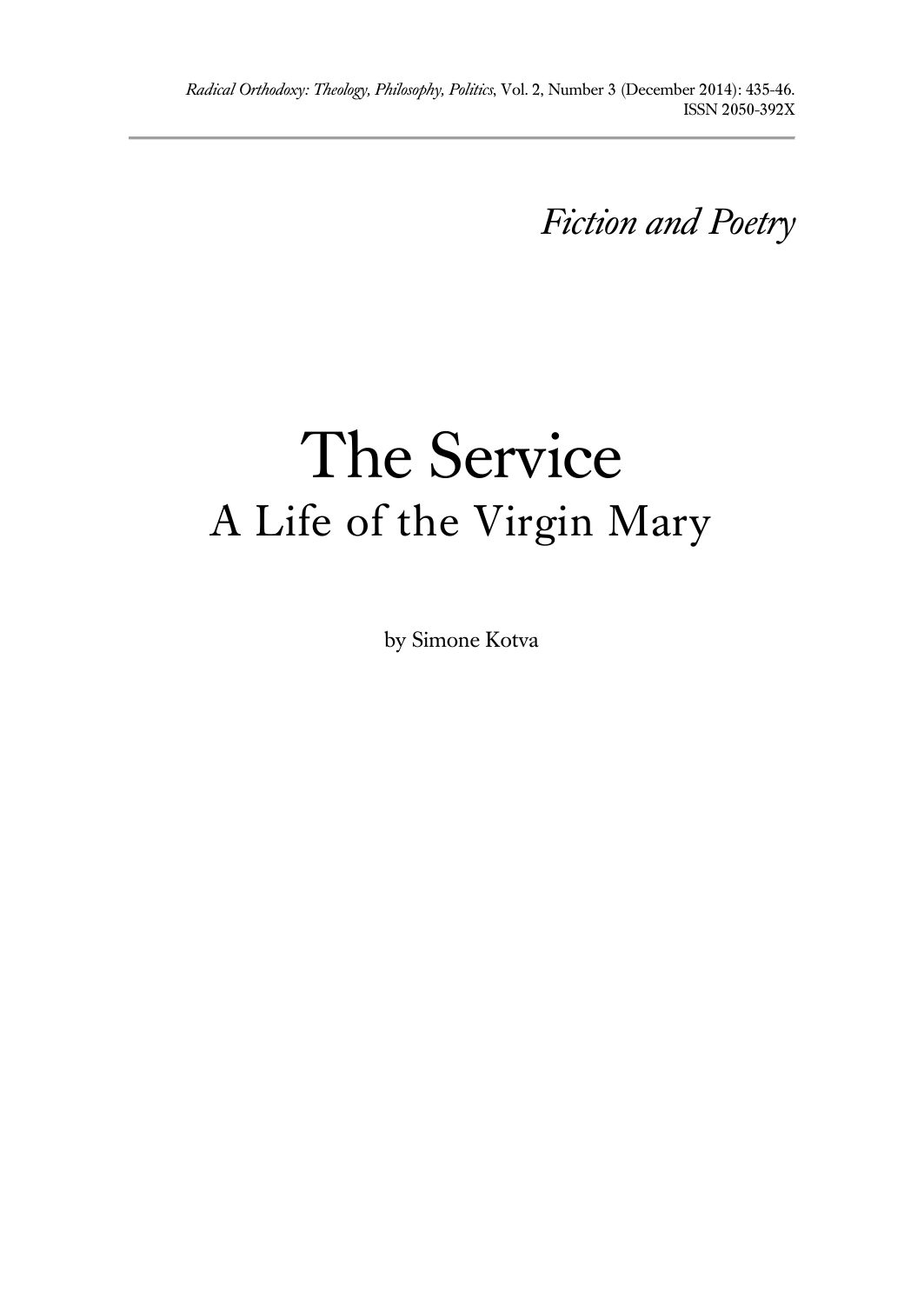*Fiction and Poetry*

# The Service

## A Life of the Virgin Mary

by Simone Kotva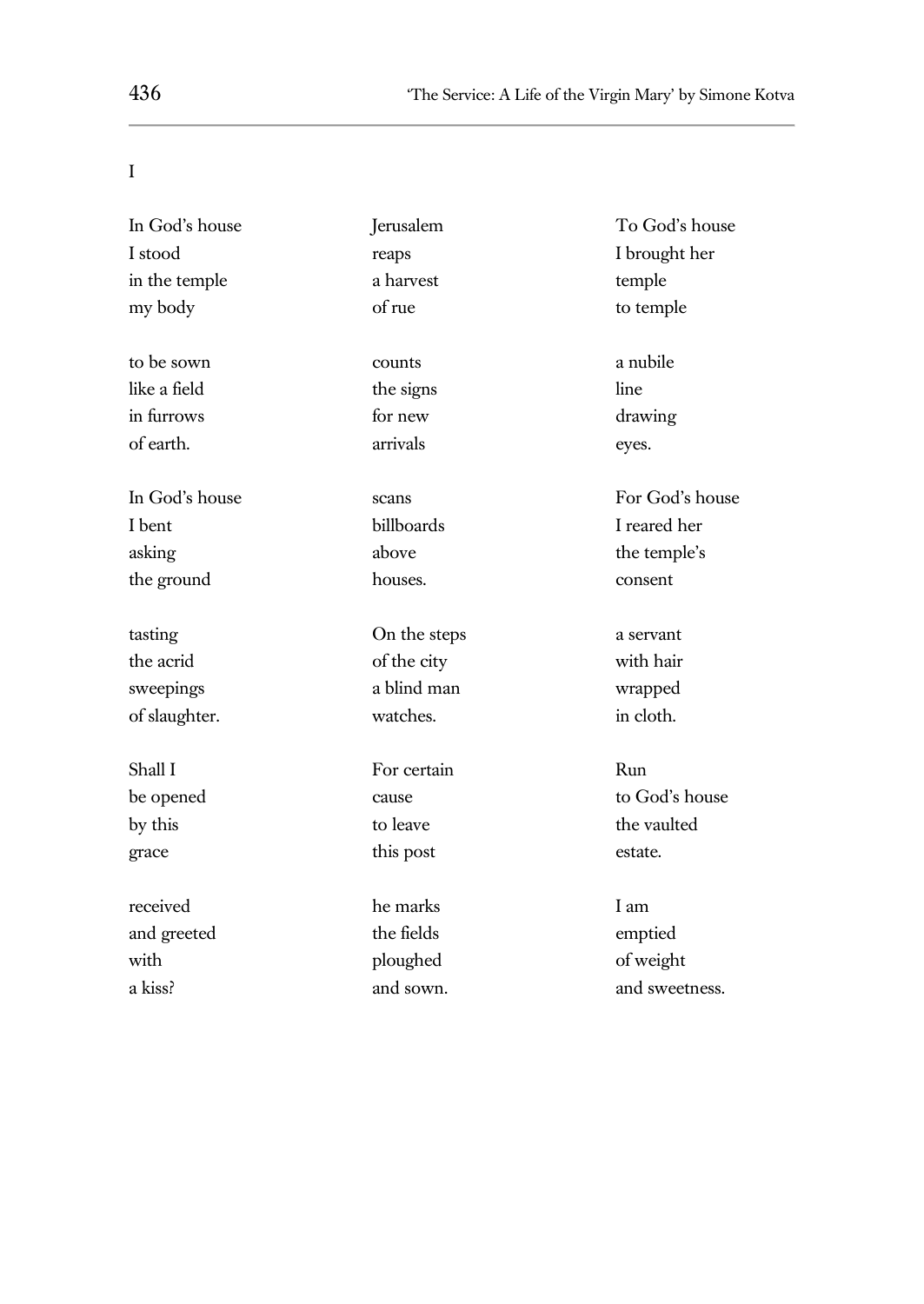I

In God's house
I stood
in the temple
my body

to be sown
like a field
in furrows
of earth.

In God's house
I bent
asking
the ground

tasting
the acrid
sweepings
of slaughter.

Shall I
be opened
by this
grace

received
and greeted
with
a kiss?

Jerusalem
reaps
a harvest
of rue

counts
the signs
for new
arrivals

scans
billboards
above
houses.

On the steps
of the city
a blind man
watches.

For certain
cause
to leave
this post

he marks
the fields
ploughed
and sown.

To God's house
I brought her
temple
to temple

a nubile
line
drawing
eyes.

For God's house
I reared her
the temple's
consent

a servant
with hair
wrapped
in cloth.

Run
to God's house
the vaulted
estate.

I am
emptied
of weight
and sweetness.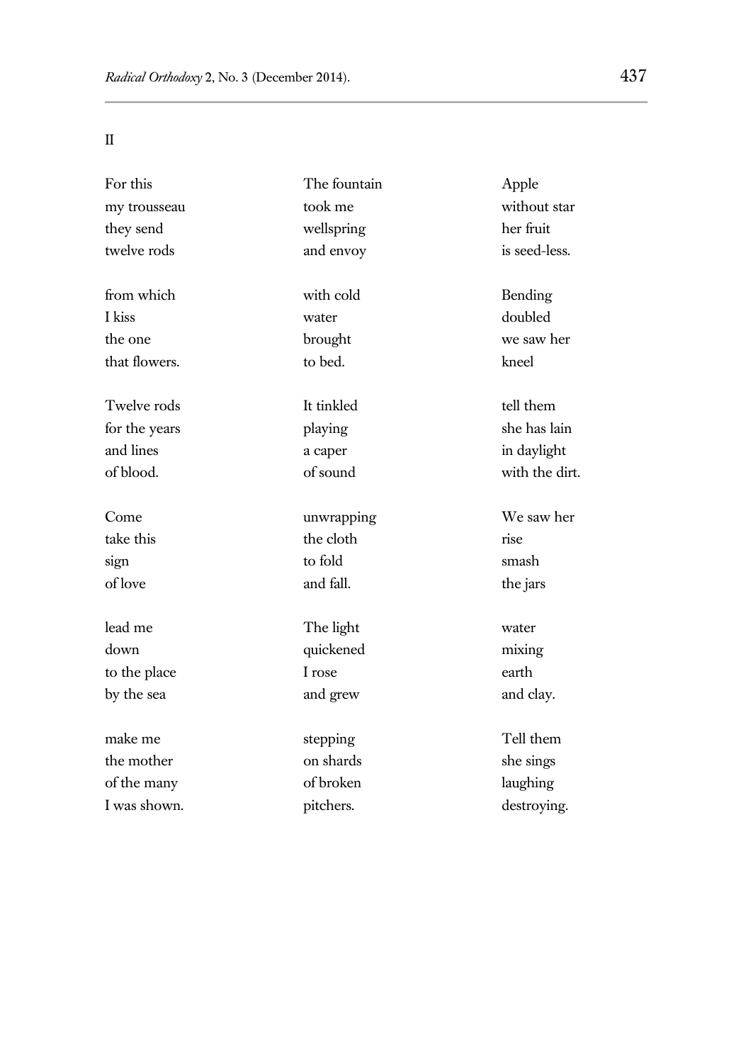II

For this
my trousseau
they send
twelve rods

from which
I kiss
the one
that flowers.

Twelve rods
for the years
and lines
of blood.

Come
take this
sign
of love

lead me
down
to the place
by the sea

make me
the mother
of the many
I was shown.

The fountain
took me
wellspring
and envoy

with cold
water
brought
to bed.

It tinkled
playing
a caper
of sound

unwrapping
the cloth
to fold
and fall.

The light
quickened
I rose
and grew

stepping
on shards
of broken
pitchers.

Apple
without star
her fruit
is seed-less.

Bending
doubled
we saw her
kneel

tell them
she has lain
in daylight
with the dirt.

We saw her
rise
smash
the jars

water
mixing
earth
and clay.

Tell them
she sings
laughing
destroying.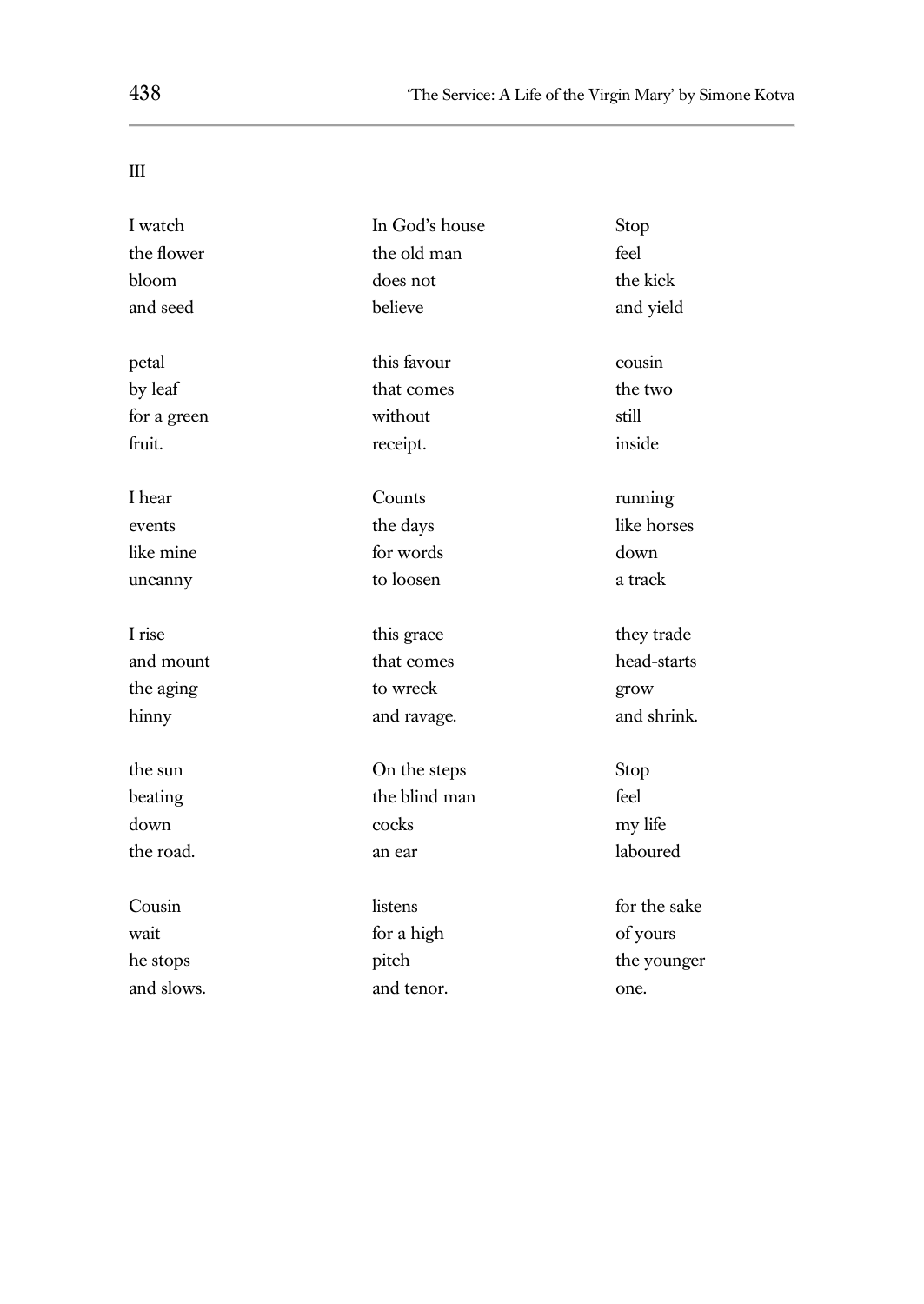III

I watch
the flower
bloom
and seed

petal
by leaf
for a green
fruit.

I hear
events
like mine
uncanny

I rise
and mount
the aging
hinny

the sun
beating
down
the road.

Cousin
wait
he stops
and slows.

In God's house
the old man
does not
believe

this favour
that comes
without
receipt.

Counts
the days
for words
to loosen

this grace
that comes
to wreck
and ravage.

On the steps
the blind man
cocks
an ear

listens
for a high
pitch
and tenor.

Stop
feel
the kick
and yield

cousin
the two
still
inside

running
like horses
down
a track

they trade
head-starts
grow
and shrink.

Stop
feel
my life
laboured

for the sake
of yours
the younger
one.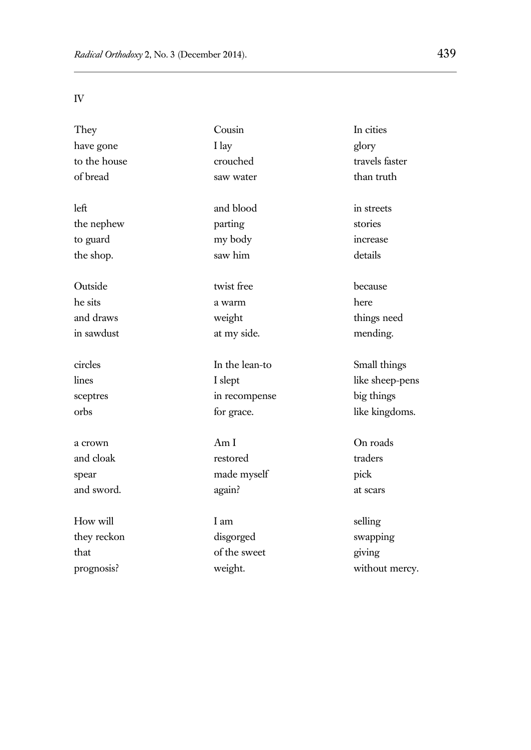IV

They  
have gone  
to the house  
of bread

left  
the nephew  
to guard  
the shop.

Outside  
he sits  
and draws  
in sawdust

circles  
lines  
sceptres  
orbs

a crown  
and cloak  
spear  
and sword.

How will  
they reckon  
that  
prognosis?

Cousin  
I lay  
crouched  
saw water

and blood  
parting  
my body  
saw him

twist free  
a warm  
weight  
at my side.

In the lean-to  
I slept  
in recompense  
for grace.

Am I  
restored  
made myself  
again?

I am  
disgorged  
of the sweet  
weight.

In cities  
glory  
travels faster  
than truth

in streets  
stories  
increase  
details

because  
here  
things need  
mending.

Small things  
like sheep-pens  
big things  
like kingdoms.

On roads  
traders  
pick  
at scars

selling  
swapping  
giving  
without mercy.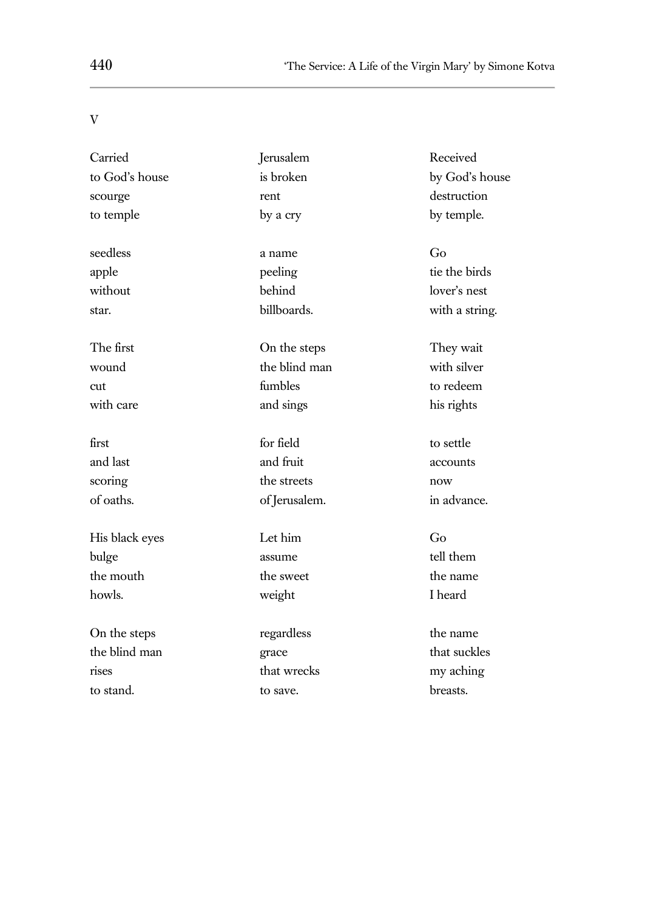V

Carried
to God's house
scourge
to temple

seedless
apple
without
star.

The first
wound
cut
with care

first
and last
scoring
of oaths.

His black eyes
bulge
the mouth
howls.

On the steps
the blind man
rises
to stand.

Jerusalem
is broken
rent
by a cry

a name
peeling
behind
billboards.

On the steps
the blind man
fumbles
and sings

for field
and fruit
the streets
of Jerusalem.

Let him
assume
the sweet
weight

regardless
grace
that wrecks
to save.

Received
by God's house
destruction
by temple.

Go
tie the birds
lover's nest
with a string.

They wait
with silver
to redeem
his rights

to settle
accounts
now
in advance.

Go
tell them
the name
I heard

the name
that suckles
my aching
breasts.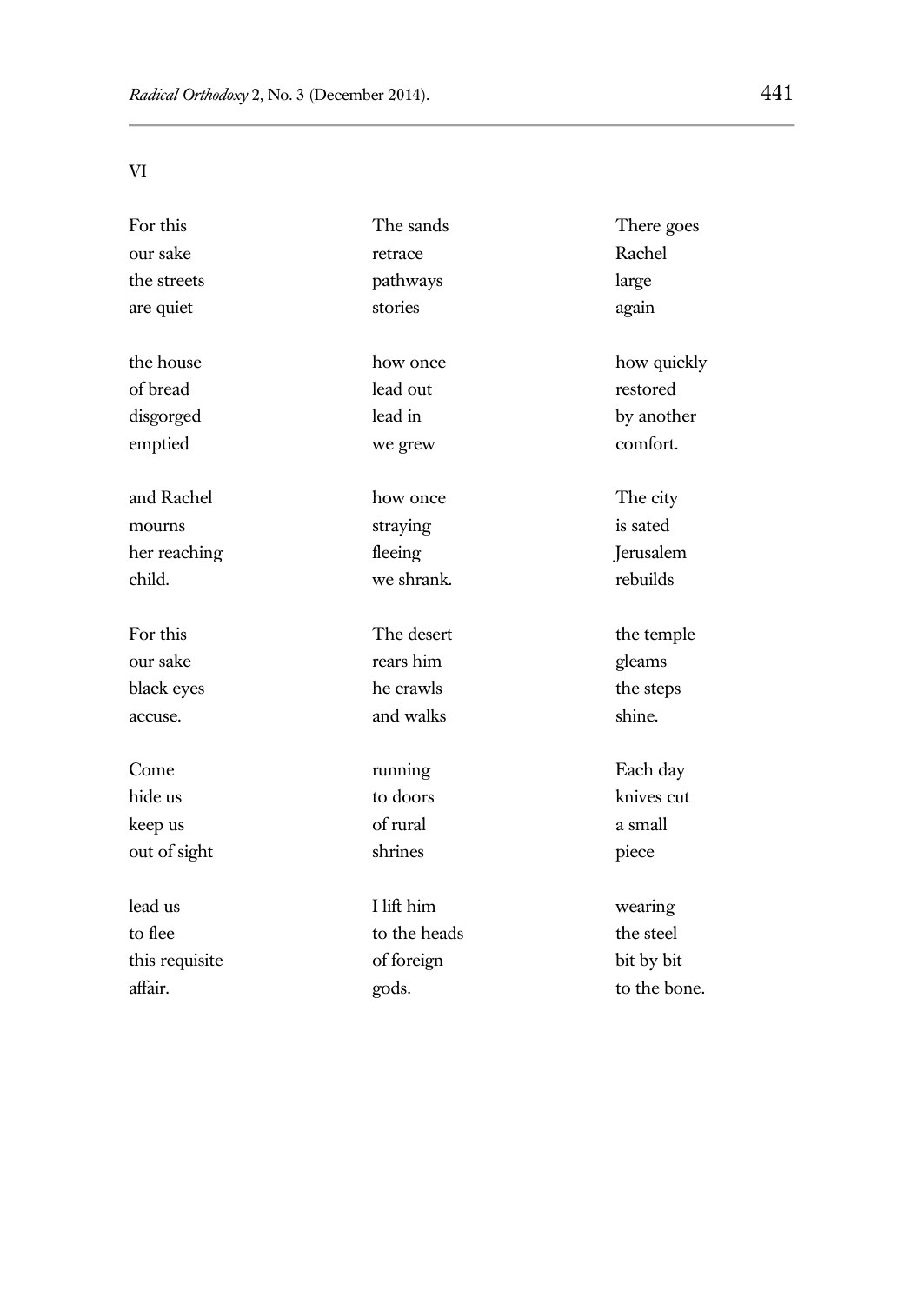VI

For this
our sake
the streets
are quiet

the house
of bread
disgorged
emptied

and Rachel
mourns
her reaching
child.

For this
our sake
black eyes
accuse.

Come
hide us
keep us
out of sight

lead us
to flee
this requisite
affair.

The sands
retrace
pathways
stories

how once
lead out
lead in
we grew

how once
straying
fleeing
we shrank.

The desert
rears him
he crawls
and walks

running
to doors
of rural
shrines

I lift him
to the heads
of foreign
gods.

There goes
Rachel
large
again

how quickly
restored
by another
comfort.

The city
is sated
Jerusalem
rebuilds

the temple
gleams
the steps
shine.

Each day
knives cut
a small
piece

wearing
the steel
bit by bit
to the bone.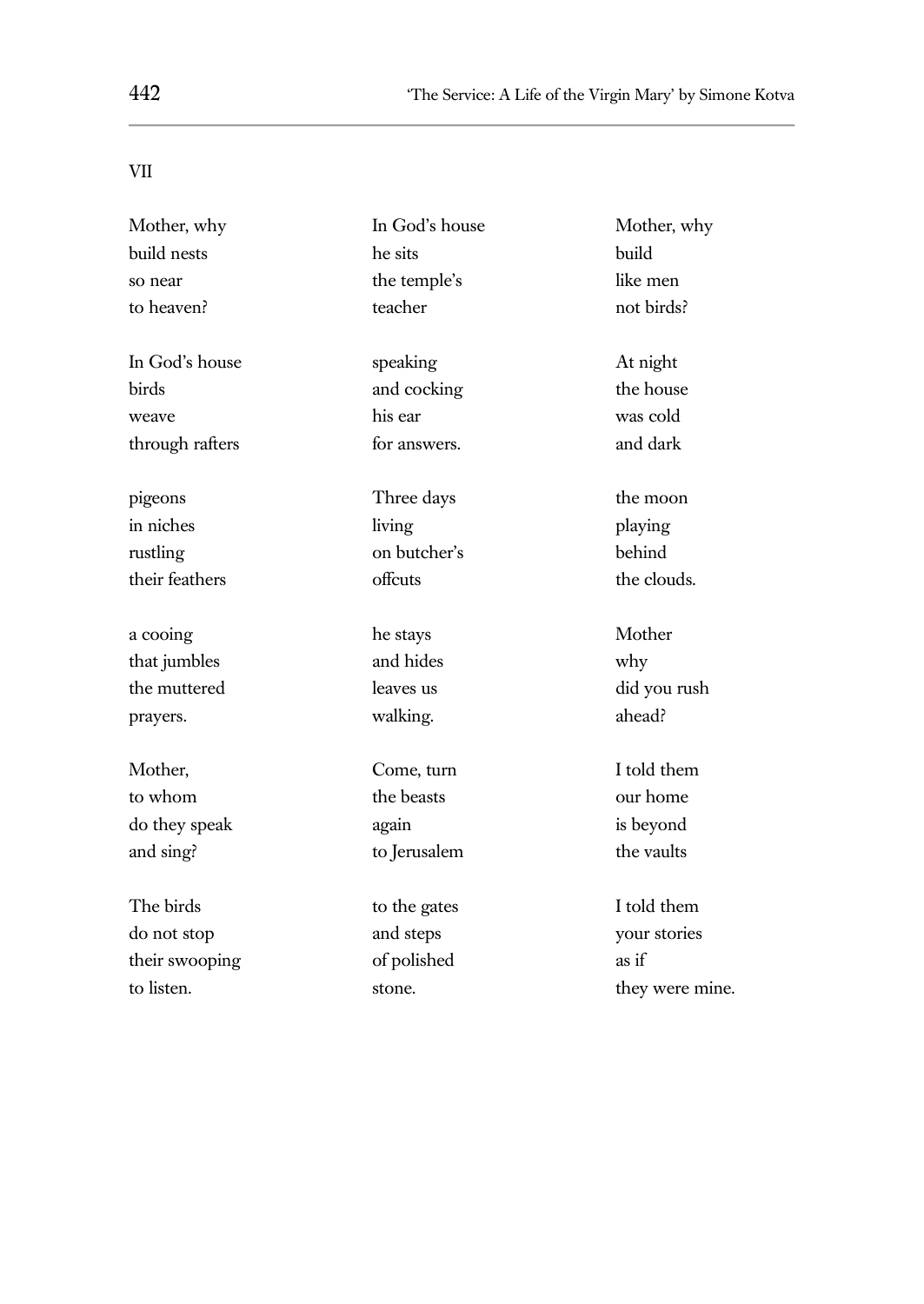VII

Mother, why
build nests
so near
to heaven?

In God's house
birds
weave
through rafters

pigeons
in niches
rustling
their feathers

a cooing
that jumbles
the muttered
prayers.

Mother,
to whom
do they speak
and sing?

The birds
do not stop
their swooping
to listen.

In God's house
he sits
the temple's
teacher

speaking
and cocking
his ear
for answers.

Three days
living
on butcher's
offcuts

he stays
and hides
leaves us
walking.

Come, turn
the beasts
again
to Jerusalem

to the gates
and steps
of polished
stone.

Mother, why
build
like men
not birds?

At night
the house
was cold
and dark

the moon
playing
behind
the clouds.

Mother
why
did you rush
ahead?

I told them
our home
is beyond
the vaults

I told them
your stories
as if
they were mine.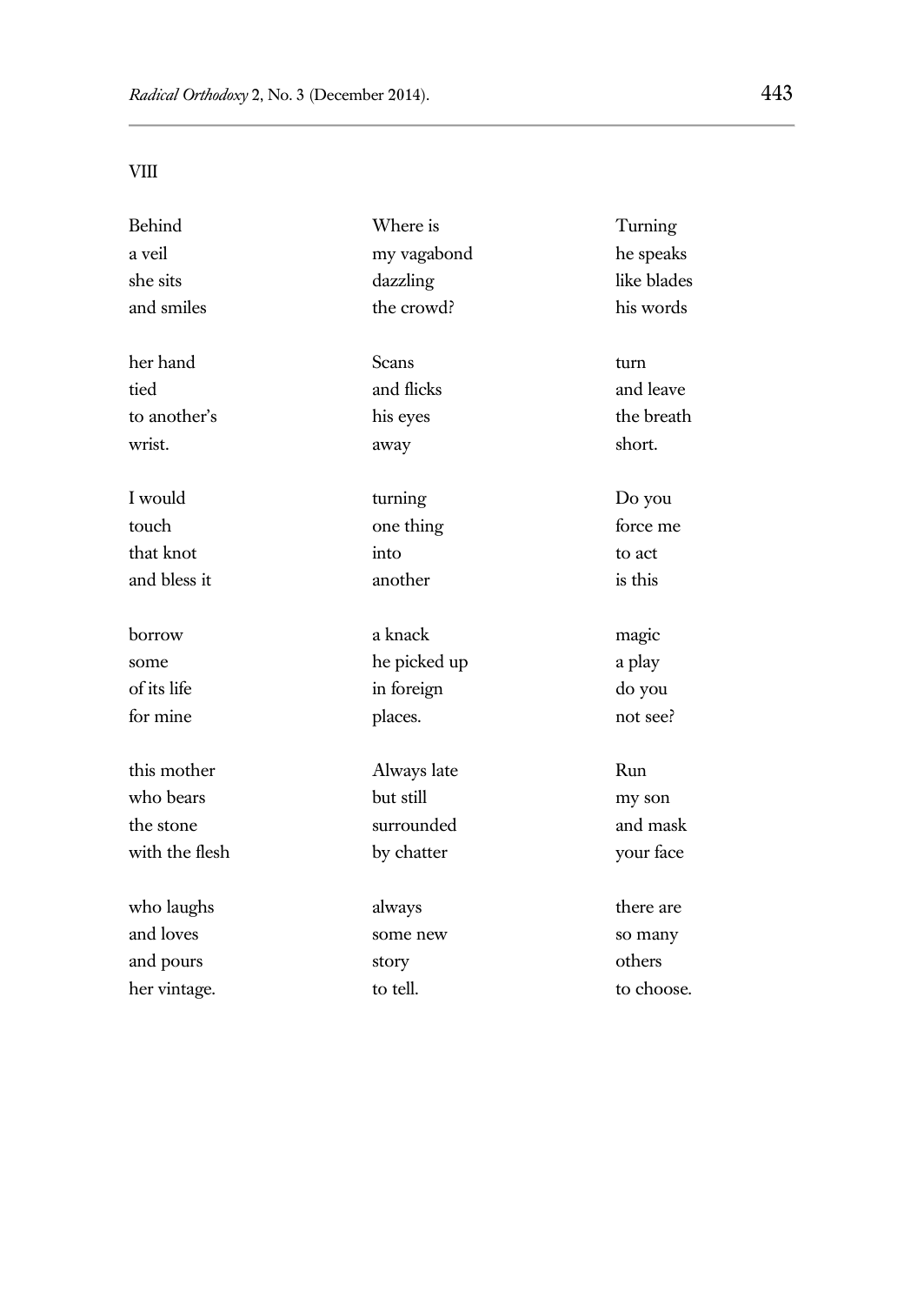VIII

Behind
a veil
she sits
and smiles

her hand
tied
to another's
wrist.

I would
touch
that knot
and bless it

borrow
some
of its life
for mine

this mother
who bears
the stone
with the flesh

who laughs
and loves
and pours
her vintage.

Where is
my vagabond
dazzling
the crowd?

Scans
and flicks
his eyes
away

turning
one thing
into
another

a knack
he picked up
in foreign
places.

Always late
but still
surrounded
by chatter

always
some new
story
to tell.

Turning
he speaks
like blades
his words

turn
and leave
the breath
short.

Do you
force me
to act
is this

magic
a play
do you
not see?

Run
my son
and mask
your face

there are
so many
others
to choose.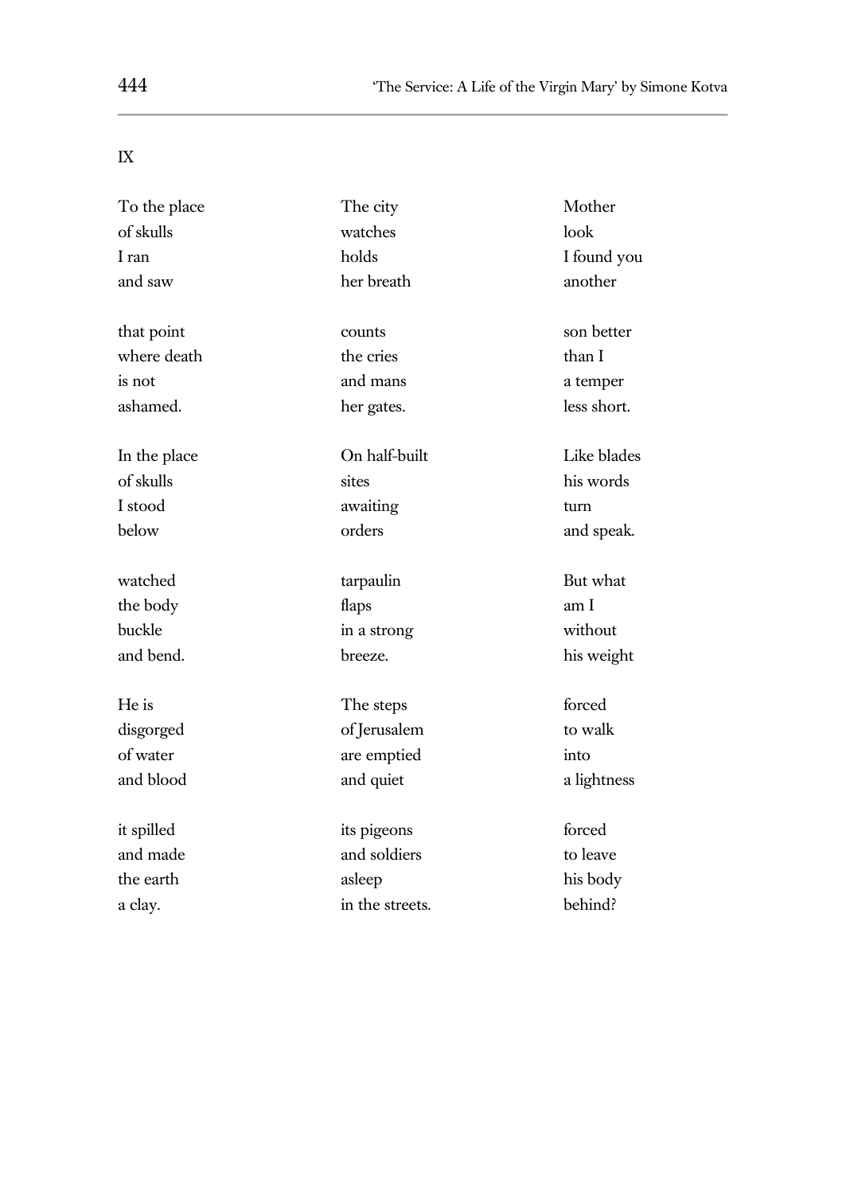IX

To the place
of skulls
I ran
and saw

that point
where death
is not
ashamed.

In the place
of skulls
I stood
below

watched
the body
buckle
and bend.

He is
disgorged
of water
and blood

it spilled
and made
the earth
a clay.

The city
watches
holds
her breath

counts
the cries
and mans
her gates.

On half-built
sites
awaiting
orders

tarpaulin
flaps
in a strong
breeze.

The steps
of Jerusalem
are emptied
and quiet

its pigeons
and soldiers
asleep
in the streets.

Mother
look
I found you
another

son better
than I
a temper
less short.

Like blades
his words
turn
and speak.

But what
am I
without
his weight

forced
to walk
into
a lightness

forced
to leave
his body
behind?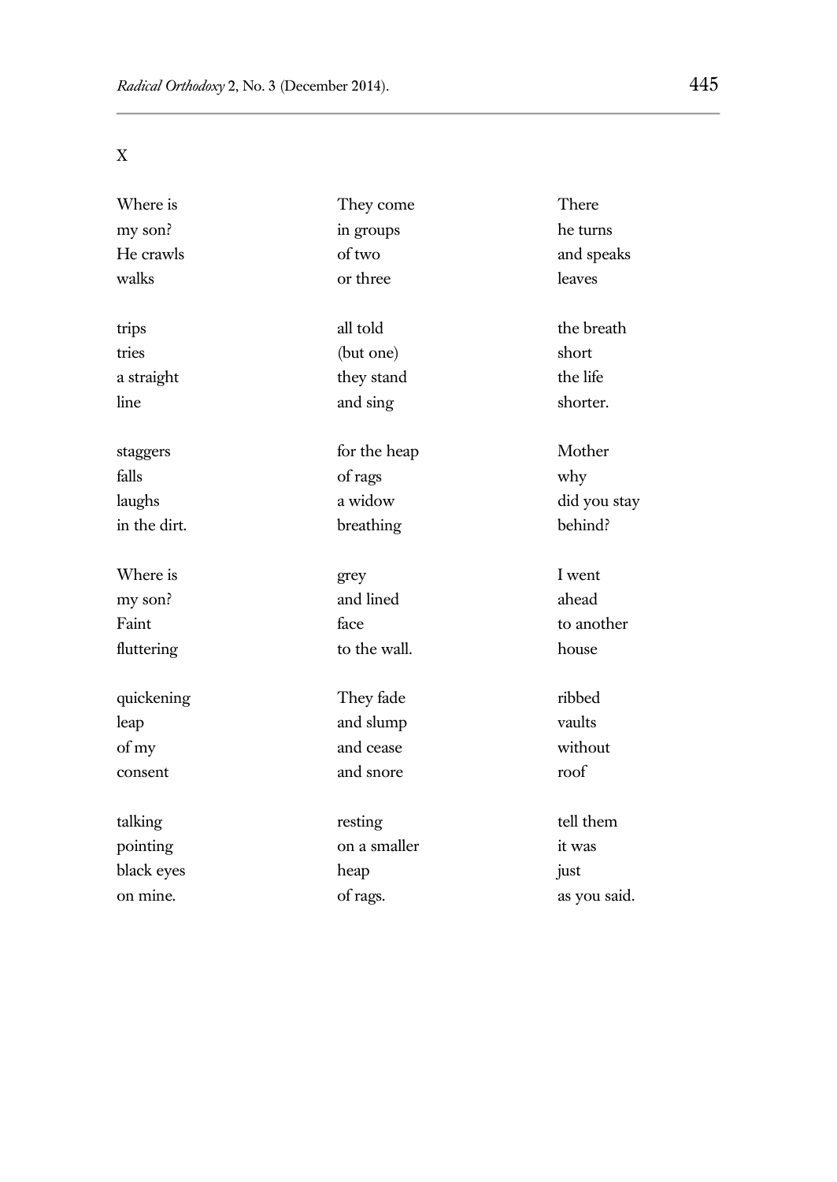X

Where is
my son?
He crawls
walks

trips
tries
a straight
line

staggers
falls
laughs
in the dirt.

Where is
my son?
Faint
fluttering

quickening
leap
of my
consent

talking
pointing
black eyes
on mine.

They come
in groups
of two
or three

all told
(but one)
they stand
and sing

for the heap
of rags
a widow
breathing

grey
and lined
face
to the wall.

They fade
and slump
and cease
and snore

resting
on a smaller
heap
of rags.

There
he turns
and speaks
leaves

the breath
short
the life
shorter.

Mother
why
did you stay
behind?

I went
ahead
to another
house

ribbed
vaults
without
roof

tell them
it was
just
as you said.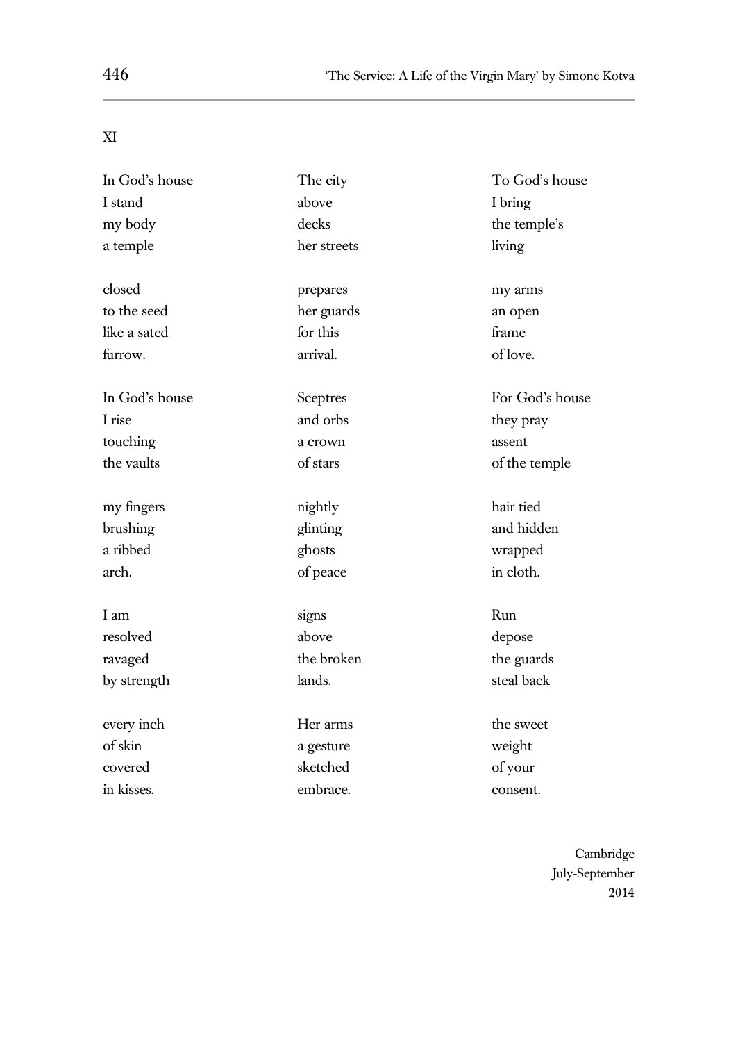XI

In God's house
I stand
my body
a temple

closed
to the seed
like a sated
furrow.

In God's house
I rise
touching
the vaults

my fingers
brushing
a ribbed
arch.

I am
resolved
ravaged
by strength

every inch
of skin
covered
in kisses.

The city
above
decks
her streets

prepares
her guards
for this
arrival.

Sceptres
and orbs
a crown
of stars

nightly
glinting
ghosts
of peace

signs
above
the broken
lands.

Her arms
a gesture
sketched
embrace.

To God's house
I bring
the temple's
living

my arms
an open
frame
of love.

For God's house
they pray
assent
of the temple

hair tied
and hidden
wrapped
in cloth.

Run
depose
the guards
steal back

the sweet
weight
of your
consent.

Cambridge
July-September
2014